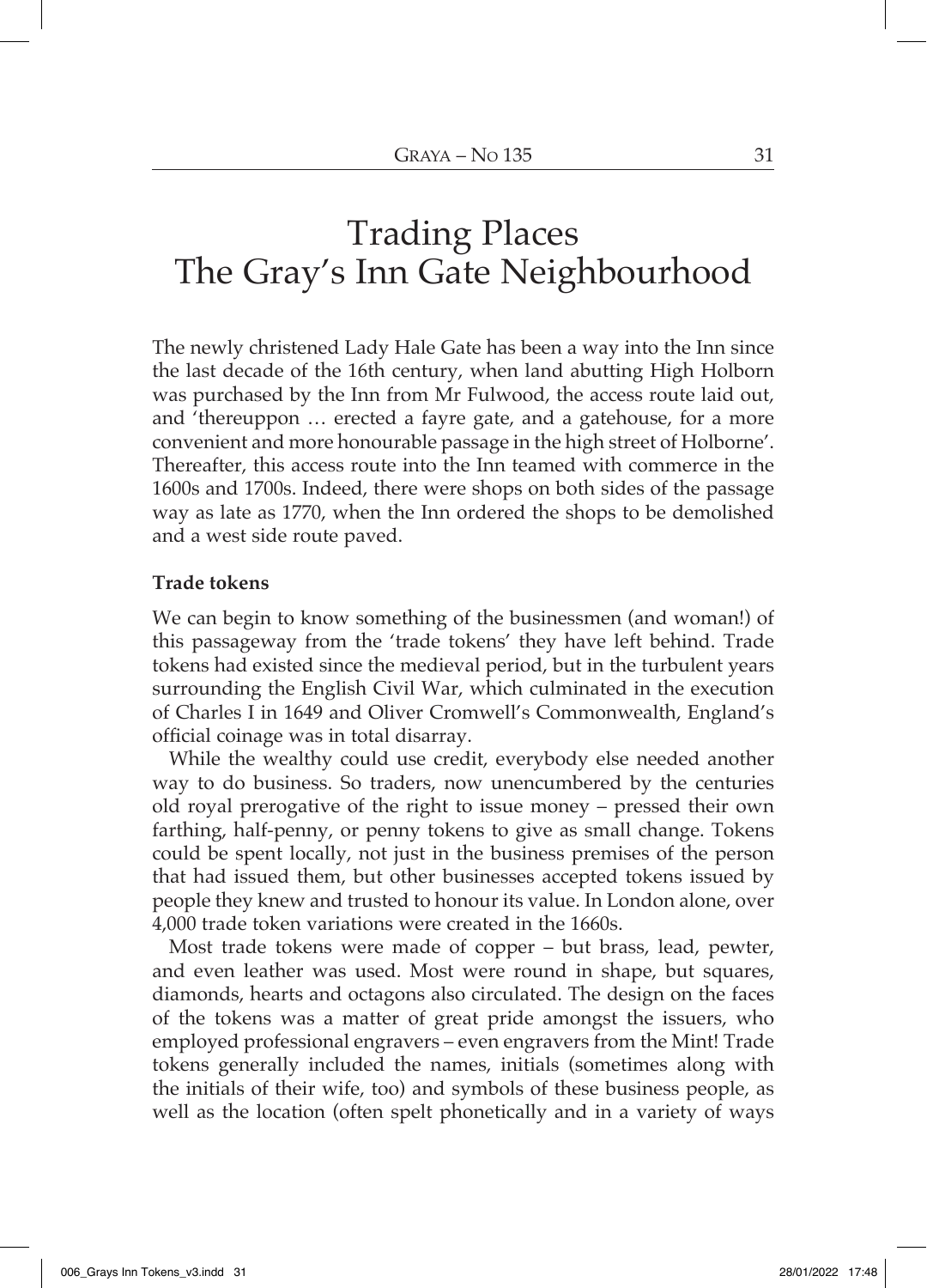# Trading Places
# The Gray's Inn Gate Neighbourhood

The newly christened Lady Hale Gate has been a way into the Inn since the last decade of the 16th century, when land abutting High Holborn was purchased by the Inn from Mr Fulwood, the access route laid out, and 'thereuppon … erected a fayre gate, and a gatehouse, for a more convenient and more honourable passage in the high street of Holborne'. Thereafter, this access route into the Inn teamed with commerce in the 1600s and 1700s. Indeed, there were shops on both sides of the passage way as late as 1770, when the Inn ordered the shops to be demolished and a west side route paved.

**Trade tokens**

We can begin to know something of the businessmen (and woman!) of this passageway from the 'trade tokens' they have left behind. Trade tokens had existed since the medieval period, but in the turbulent years surrounding the English Civil War, which culminated in the execution of Charles I in 1649 and Oliver Cromwell's Commonwealth, England's official coinage was in total disarray.

While the wealthy could use credit, everybody else needed another way to do business. So traders, now unencumbered by the centuries old royal prerogative of the right to issue money – pressed their own farthing, half-penny, or penny tokens to give as small change. Tokens could be spent locally, not just in the business premises of the person that had issued them, but other businesses accepted tokens issued by people they knew and trusted to honour its value. In London alone, over 4,000 trade token variations were created in the 1660s.

Most trade tokens were made of copper – but brass, lead, pewter, and even leather was used. Most were round in shape, but squares, diamonds, hearts and octagons also circulated. The design on the faces of the tokens was a matter of great pride amongst the issuers, who employed professional engravers – even engravers from the Mint! Trade tokens generally included the names, initials (sometimes along with the initials of their wife, too) and symbols of these business people, as well as the location (often spelt phonetically and in a variety of ways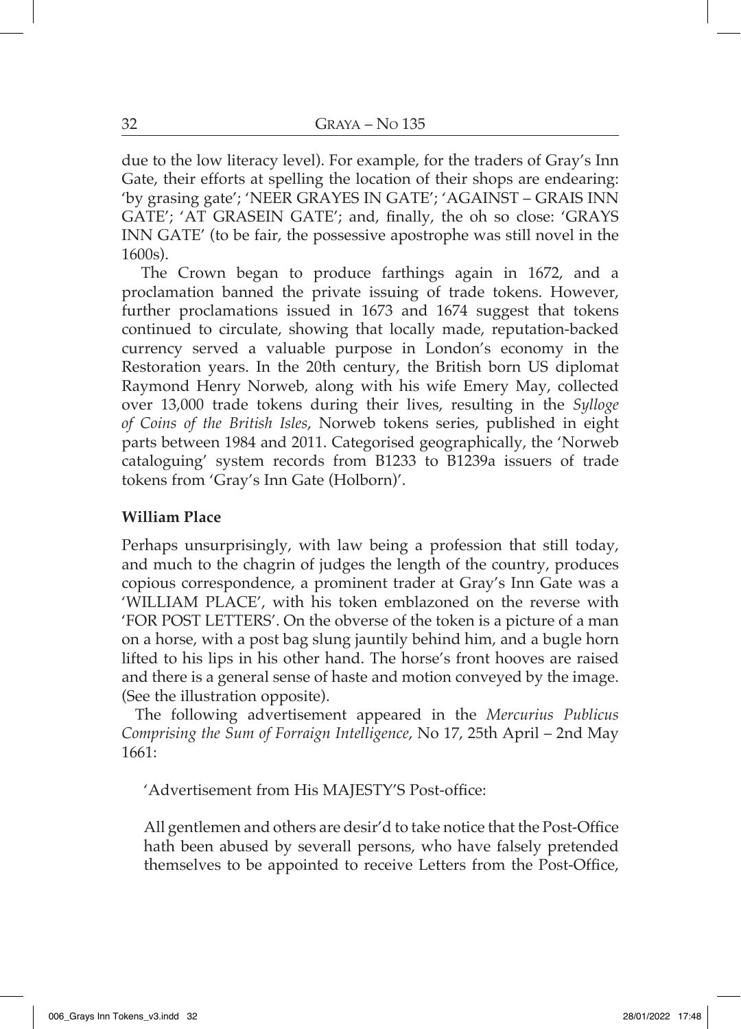due to the low literacy level). For example, for the traders of Gray's Inn Gate, their efforts at spelling the location of their shops are endearing: 'by grasing gate'; 'NEER GRAYES IN GATE'; 'AGAINST – GRAIS INN GATE'; 'AT GRASEIN GATE'; and, finally, the oh so close: 'GRAYS INN GATE' (to be fair, the possessive apostrophe was still novel in the 1600s).

The Crown began to produce farthings again in 1672, and a proclamation banned the private issuing of trade tokens. However, further proclamations issued in 1673 and 1674 suggest that tokens continued to circulate, showing that locally made, reputation-backed currency served a valuable purpose in London's economy in the Restoration years. In the 20th century, the British born US diplomat Raymond Henry Norweb, along with his wife Emery May, collected over 13,000 trade tokens during their lives, resulting in the *Sylloge of Coins of the British Isles*, Norweb tokens series, published in eight parts between 1984 and 2011. Categorised geographically, the 'Norweb cataloguing' system records from B1233 to B1239a issuers of trade tokens from 'Gray's Inn Gate (Holborn)'.

**William Place**

Perhaps unsurprisingly, with law being a profession that still today, and much to the chagrin of judges the length of the country, produces copious correspondence, a prominent trader at Gray's Inn Gate was a 'WILLIAM PLACE', with his token emblazoned on the reverse with 'FOR POST LETTERS'. On the obverse of the token is a picture of a man on a horse, with a post bag slung jauntily behind him, and a bugle horn lifted to his lips in his other hand. The horse's front hooves are raised and there is a general sense of haste and motion conveyed by the image. (See the illustration opposite).

The following advertisement appeared in the *Mercurius Publicus Comprising the Sum of Forraign Intelligence*, No 17, 25th April – 2nd May 1661:

> 'Advertisement from His MAJESTY'S Post-office:
>
> All gentlemen and others are desir'd to take notice that the Post-Office hath been abused by severall persons, who have falsely pretended themselves to be appointed to receive Letters from the Post-Office,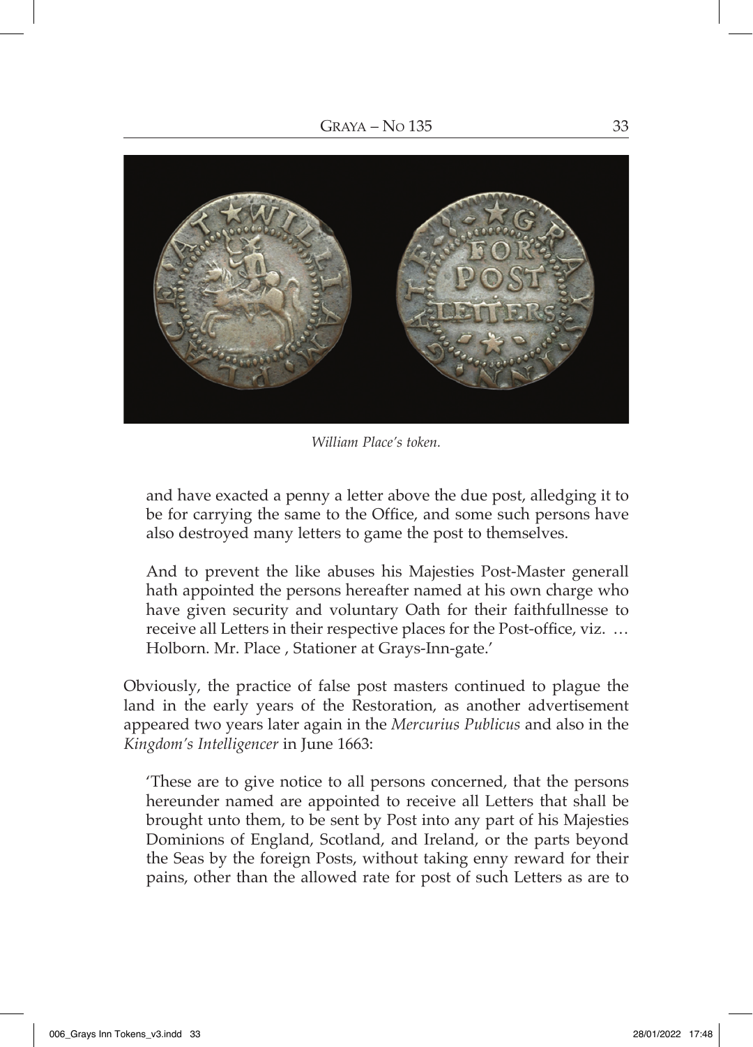*William Place's token.*

and have exacted a penny a letter above the due post, alledging it to be for carrying the same to the Office, and some such persons have also destroyed many letters to game the post to themselves.

And to prevent the like abuses his Majesties Post-Master generall hath appointed the persons hereafter named at his own charge who have given security and voluntary Oath for their faithfullnesse to receive all Letters in their respective places for the Post-office, viz. … Holborn. Mr. Place , Stationer at Grays-Inn-gate.'

Obviously, the practice of false post masters continued to plague the land in the early years of the Restoration, as another advertisement appeared two years later again in the *Mercurius Publicus* and also in the *Kingdom's Intelligencer* in June 1663:

'These are to give notice to all persons concerned, that the persons hereunder named are appointed to receive all Letters that shall be brought unto them, to be sent by Post into any part of his Majesties Dominions of England, Scotland, and Ireland, or the parts beyond the Seas by the foreign Posts, without taking enny reward for their pains, other than the allowed rate for post of such Letters as are to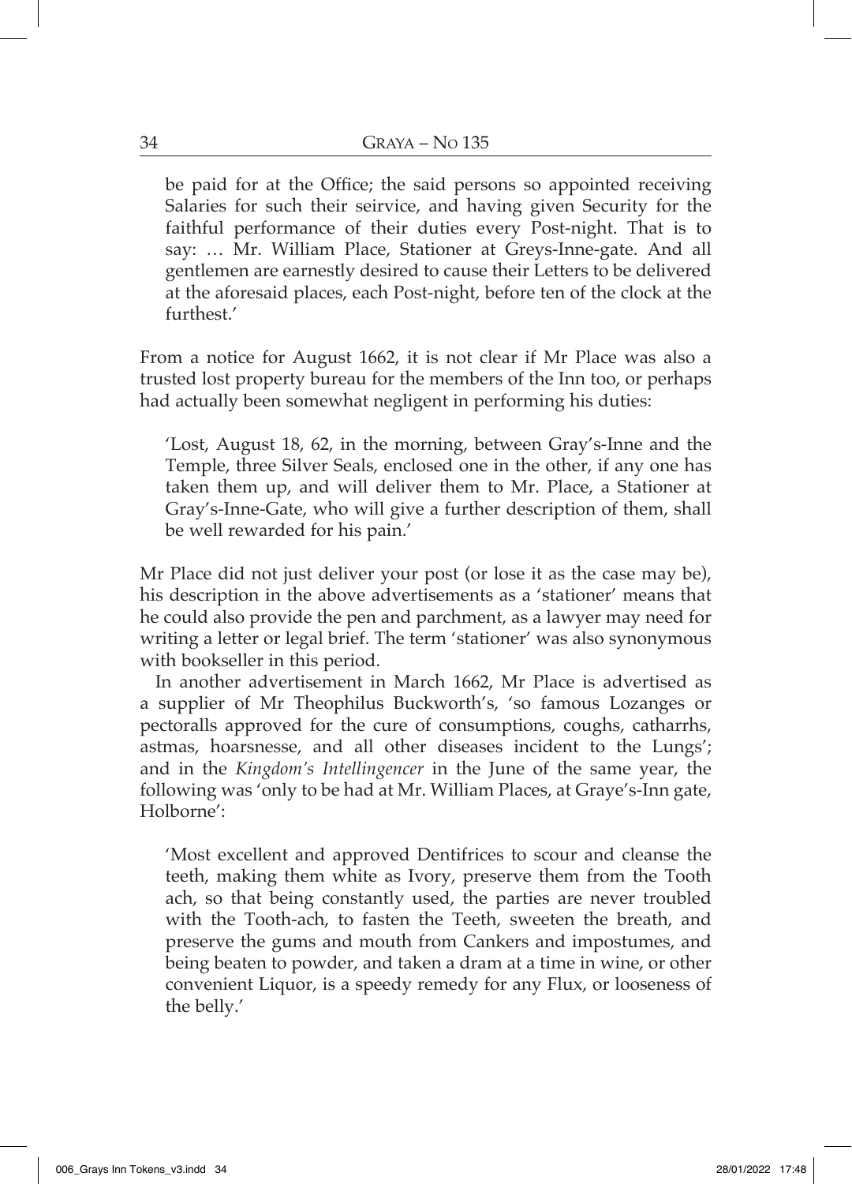> be paid for at the Office; the said persons so appointed receiving Salaries for such their seirvice, and having given Security for the faithful performance of their duties every Post-night. That is to say: … Mr. William Place, Stationer at Greys-Inne-gate. And all gentlemen are earnestly desired to cause their Letters to be delivered at the aforesaid places, each Post-night, before ten of the clock at the furthest.'

From a notice for August 1662, it is not clear if Mr Place was also a trusted lost property bureau for the members of the Inn too, or perhaps had actually been somewhat negligent in performing his duties:

> 'Lost, August 18, 62, in the morning, between Gray's-Inne and the Temple, three Silver Seals, enclosed one in the other, if any one has taken them up, and will deliver them to Mr. Place, a Stationer at Gray's-Inne-Gate, who will give a further description of them, shall be well rewarded for his pain.'

Mr Place did not just deliver your post (or lose it as the case may be), his description in the above advertisements as a 'stationer' means that he could also provide the pen and parchment, as a lawyer may need for writing a letter or legal brief. The term 'stationer' was also synonymous with bookseller in this period.

In another advertisement in March 1662, Mr Place is advertised as a supplier of Mr Theophilus Buckworth's, 'so famous Lozanges or pectoralls approved for the cure of consumptions, coughs, catharrhs, astmas, hoarsnesse, and all other diseases incident to the Lungs'; and in the *Kingdom's Intellingencer* in the June of the same year, the following was 'only to be had at Mr. William Places, at Graye's-Inn gate, Holborne':

> 'Most excellent and approved Dentifrices to scour and cleanse the teeth, making them white as Ivory, preserve them from the Tooth ach, so that being constantly used, the parties are never troubled with the Tooth-ach, to fasten the Teeth, sweeten the breath, and preserve the gums and mouth from Cankers and impostumes, and being beaten to powder, and taken a dram at a time in wine, or other convenient Liquor, is a speedy remedy for any Flux, or looseness of the belly.'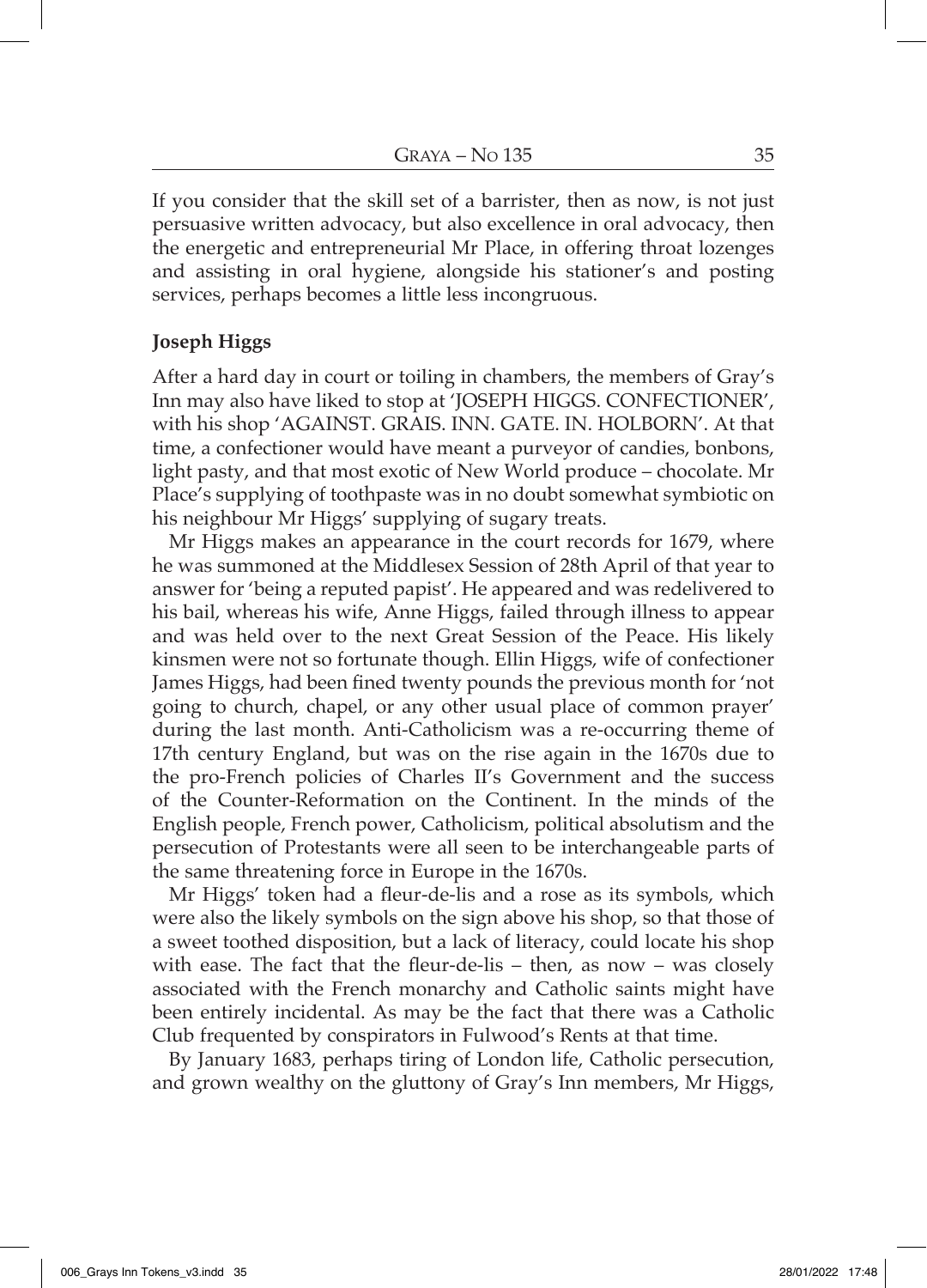If you consider that the skill set of a barrister, then as now, is not just persuasive written advocacy, but also excellence in oral advocacy, then the energetic and entrepreneurial Mr Place, in offering throat lozenges and assisting in oral hygiene, alongside his stationer's and posting services, perhaps becomes a little less incongruous.

**Joseph Higgs**

After a hard day in court or toiling in chambers, the members of Gray's Inn may also have liked to stop at 'JOSEPH HIGGS. CONFECTIONER', with his shop 'AGAINST. GRAIS. INN. GATE. IN. HOLBORN'. At that time, a confectioner would have meant a purveyor of candies, bonbons, light pasty, and that most exotic of New World produce – chocolate. Mr Place's supplying of toothpaste was in no doubt somewhat symbiotic on his neighbour Mr Higgs' supplying of sugary treats.

Mr Higgs makes an appearance in the court records for 1679, where he was summoned at the Middlesex Session of 28th April of that year to answer for 'being a reputed papist'. He appeared and was redelivered to his bail, whereas his wife, Anne Higgs, failed through illness to appear and was held over to the next Great Session of the Peace. His likely kinsmen were not so fortunate though. Ellin Higgs, wife of confectioner James Higgs, had been fined twenty pounds the previous month for 'not going to church, chapel, or any other usual place of common prayer' during the last month. Anti-Catholicism was a re-occurring theme of 17th century England, but was on the rise again in the 1670s due to the pro-French policies of Charles II's Government and the success of the Counter-Reformation on the Continent. In the minds of the English people, French power, Catholicism, political absolutism and the persecution of Protestants were all seen to be interchangeable parts of the same threatening force in Europe in the 1670s.

Mr Higgs' token had a fleur-de-lis and a rose as its symbols, which were also the likely symbols on the sign above his shop, so that those of a sweet toothed disposition, but a lack of literacy, could locate his shop with ease. The fact that the fleur-de-lis – then, as now – was closely associated with the French monarchy and Catholic saints might have been entirely incidental. As may be the fact that there was a Catholic Club frequented by conspirators in Fulwood's Rents at that time.

By January 1683, perhaps tiring of London life, Catholic persecution, and grown wealthy on the gluttony of Gray's Inn members, Mr Higgs,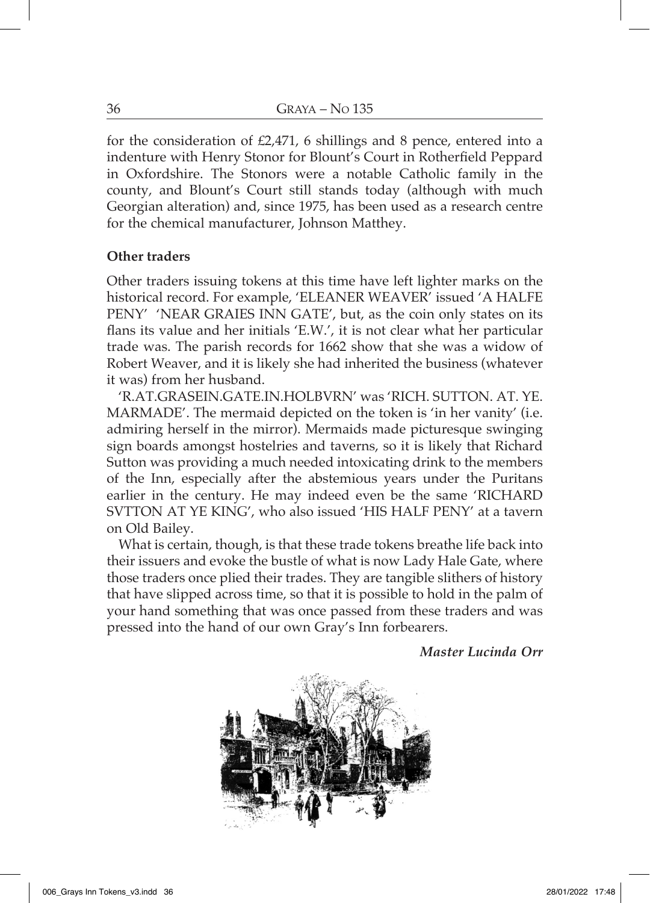for the consideration of £2,471, 6 shillings and 8 pence, entered into a indenture with Henry Stonor for Blount's Court in Rotherfield Peppard in Oxfordshire. The Stonors were a notable Catholic family in the county, and Blount's Court still stands today (although with much Georgian alteration) and, since 1975, has been used as a research centre for the chemical manufacturer, Johnson Matthey.

**Other traders**

Other traders issuing tokens at this time have left lighter marks on the historical record. For example, 'ELEANER WEAVER' issued 'A HALFE PENY' 'NEAR GRAIES INN GATE', but, as the coin only states on its flans its value and her initials 'E.W.', it is not clear what her particular trade was. The parish records for 1662 show that she was a widow of Robert Weaver, and it is likely she had inherited the business (whatever it was) from her husband.

'R.AT.GRASEIN.GATE.IN.HOLBVRN' was 'RICH. SUTTON. AT. YE. MARMADE'. The mermaid depicted on the token is 'in her vanity' (i.e. admiring herself in the mirror). Mermaids made picturesque swinging sign boards amongst hostelries and taverns, so it is likely that Richard Sutton was providing a much needed intoxicating drink to the members of the Inn, especially after the abstemious years under the Puritans earlier in the century. He may indeed even be the same 'RICHARD SVTTON AT YE KING', who also issued 'HIS HALF PENY' at a tavern on Old Bailey.

What is certain, though, is that these trade tokens breathe life back into their issuers and evoke the bustle of what is now Lady Hale Gate, where those traders once plied their trades. They are tangible slithers of history that have slipped across time, so that it is possible to hold in the palm of your hand something that was once passed from these traders and was pressed into the hand of our own Gray's Inn forbearers.

***Master Lucinda Orr***